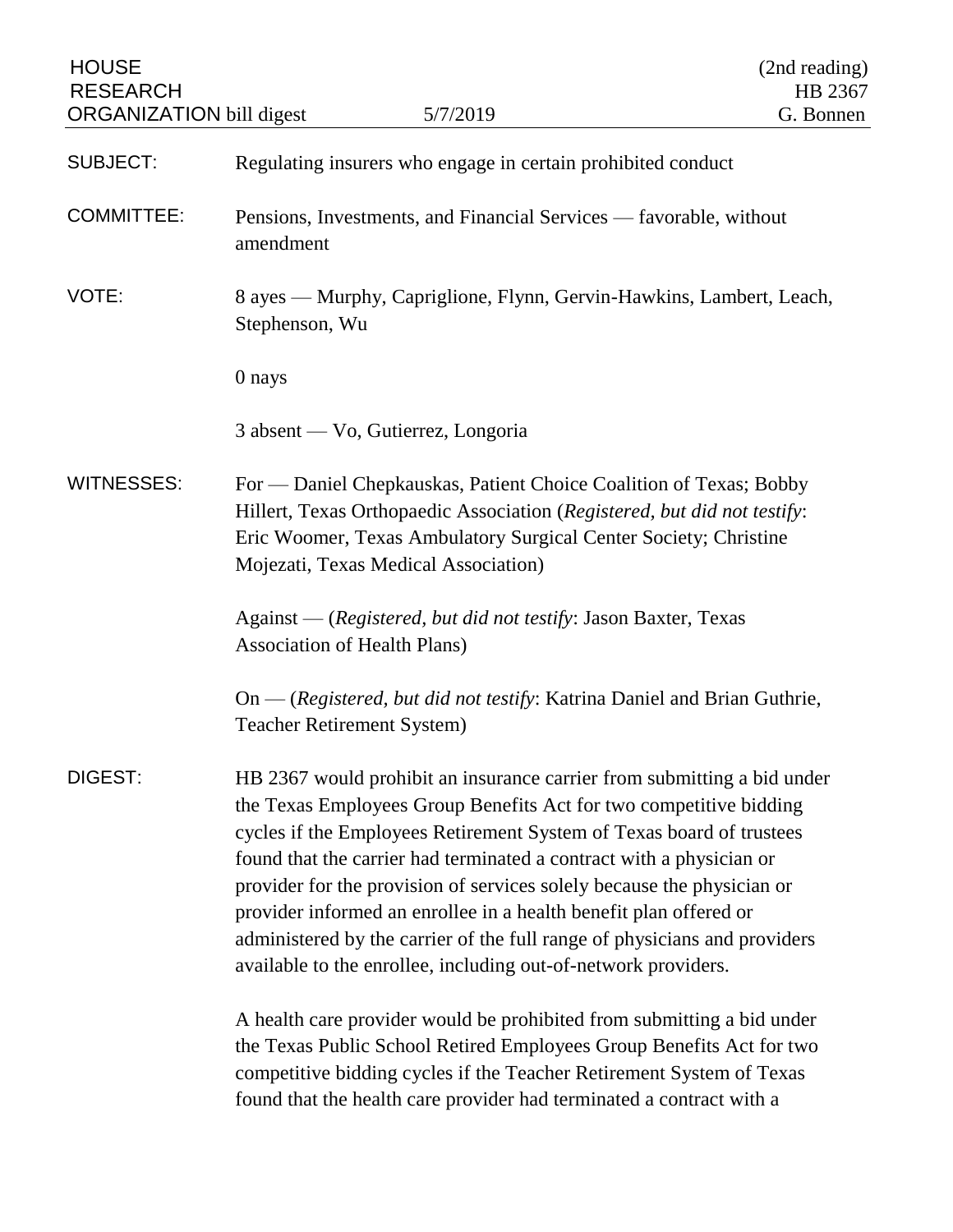HOUSE RESEARCH ORGANIZATION bill digest — 5/7/2019 — (2nd reading) HB 2367 — G. Bonnen

**SUBJECT:** Regulating insurers who engage in certain prohibited conduct

**COMMITTEE:** Pensions, Investments, and Financial Services — favorable, without amendment

**VOTE:** 8 ayes — Murphy, Capriglione, Flynn, Gervin-Hawkins, Lambert, Leach, Stephenson, Wu

0 nays

3 absent — Vo, Gutierrez, Longoria

**WITNESSES:** For — Daniel Chepkauskas, Patient Choice Coalition of Texas; Bobby Hillert, Texas Orthopaedic Association (*Registered, but did not testify*: Eric Woomer, Texas Ambulatory Surgical Center Society; Christine Mojezati, Texas Medical Association)

Against — (*Registered, but did not testify*: Jason Baxter, Texas Association of Health Plans)

On — (*Registered, but did not testify*: Katrina Daniel and Brian Guthrie, Teacher Retirement System)

**DIGEST:** HB 2367 would prohibit an insurance carrier from submitting a bid under the Texas Employees Group Benefits Act for two competitive bidding cycles if the Employees Retirement System of Texas board of trustees found that the carrier had terminated a contract with a physician or provider for the provision of services solely because the physician or provider informed an enrollee in a health benefit plan offered or administered by the carrier of the full range of physicians and providers available to the enrollee, including out-of-network providers.

A health care provider would be prohibited from submitting a bid under the Texas Public School Retired Employees Group Benefits Act for two competitive bidding cycles if the Teacher Retirement System of Texas found that the health care provider had terminated a contract with a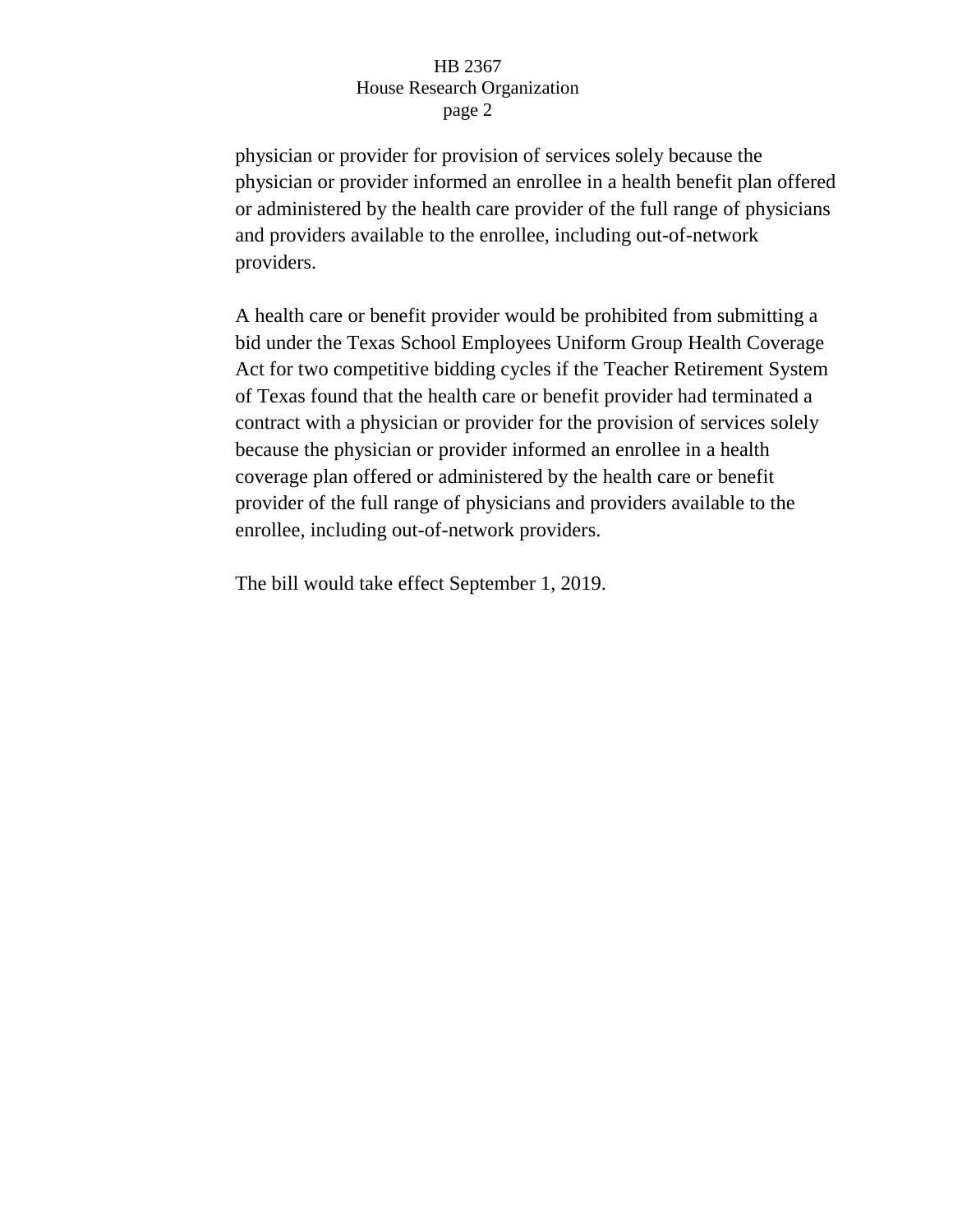physician or provider for provision of services solely because the physician or provider informed an enrollee in a health benefit plan offered or administered by the health care provider of the full range of physicians and providers available to the enrollee, including out-of-network providers.

A health care or benefit provider would be prohibited from submitting a bid under the Texas School Employees Uniform Group Health Coverage Act for two competitive bidding cycles if the Teacher Retirement System of Texas found that the health care or benefit provider had terminated a contract with a physician or provider for the provision of services solely because the physician or provider informed an enrollee in a health coverage plan offered or administered by the health care or benefit provider of the full range of physicians and providers available to the enrollee, including out-of-network providers.

The bill would take effect September 1, 2019.